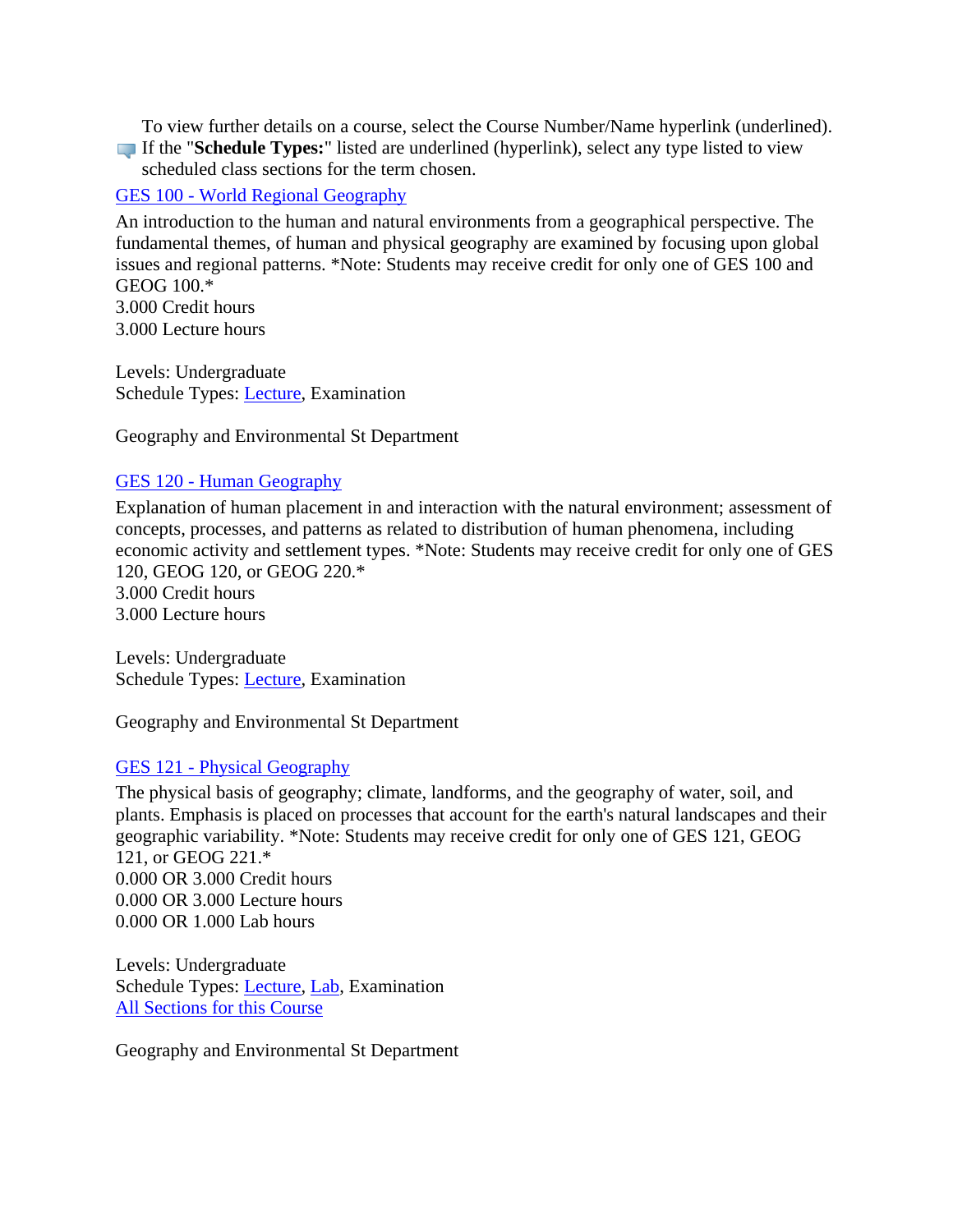To view further details on a course, select the Course Number/Name hyperlink (underlined). If the "**Schedule Types:**" listed are underlined (hyperlink), select any type listed to view scheduled class sections for the term chosen.

## GES 100 - World Regional Geography

An introduction to the human and natural environments from a geographical perspective. The fundamental themes, of human and physical geography are examined by focusing upon global issues and regional patterns. *Note: Students may receive credit for only one of GES 100 and GEOG 100.*
3.000 Credit hours
3.000 Lecture hours

Levels: Undergraduate
Schedule Types: Lecture, Examination

Geography and Environmental St Department

## GES 120 - Human Geography

Explanation of human placement in and interaction with the natural environment; assessment of concepts, processes, and patterns as related to distribution of human phenomena, including economic activity and settlement types. *Note: Students may receive credit for only one of GES 120, GEOG 120, or GEOG 220.*
3.000 Credit hours
3.000 Lecture hours

Levels: Undergraduate
Schedule Types: Lecture, Examination

Geography and Environmental St Department

## GES 121 - Physical Geography

The physical basis of geography; climate, landforms, and the geography of water, soil, and plants. Emphasis is placed on processes that account for the earth's natural landscapes and their geographic variability. *Note: Students may receive credit for only one of GES 121, GEOG 121, or GEOG 221.*
0.000 OR 3.000 Credit hours
0.000 OR 3.000 Lecture hours
0.000 OR 1.000 Lab hours

Levels: Undergraduate
Schedule Types: Lecture, Lab, Examination
All Sections for this Course

Geography and Environmental St Department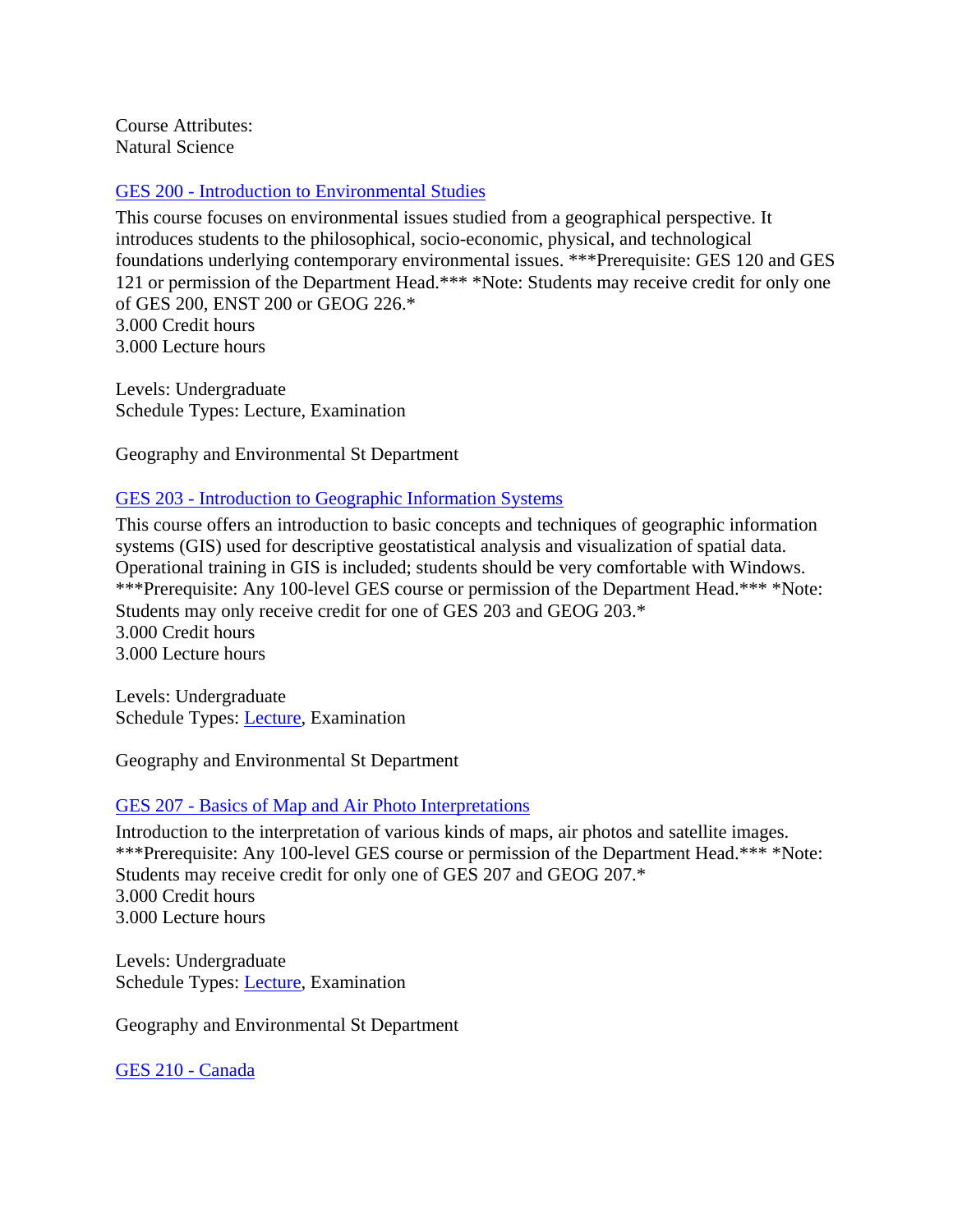Course Attributes:
Natural Science

## [GES 200 - Introduction to Environmental Studies]

This course focuses on environmental issues studied from a geographical perspective. It introduces students to the philosophical, socio-economic, physical, and technological foundations underlying contemporary environmental issues. ***Prerequisite: GES 120 and GES 121 or permission of the Department Head.*** *Note: Students may receive credit for only one of GES 200, ENST 200 or GEOG 226.*
3.000 Credit hours
3.000 Lecture hours

Levels: Undergraduate
Schedule Types: Lecture, Examination

Geography and Environmental St Department

## [GES 203 - Introduction to Geographic Information Systems]

This course offers an introduction to basic concepts and techniques of geographic information systems (GIS) used for descriptive geostatistical analysis and visualization of spatial data. Operational training in GIS is included; students should be very comfortable with Windows. ***Prerequisite: Any 100-level GES course or permission of the Department Head.*** *Note: Students may only receive credit for one of GES 203 and GEOG 203.*
3.000 Credit hours
3.000 Lecture hours

Levels: Undergraduate
Schedule Types: Lecture, Examination

Geography and Environmental St Department

## [GES 207 - Basics of Map and Air Photo Interpretations]

Introduction to the interpretation of various kinds of maps, air photos and satellite images. ***Prerequisite: Any 100-level GES course or permission of the Department Head.*** *Note: Students may receive credit for only one of GES 207 and GEOG 207.*
3.000 Credit hours
3.000 Lecture hours

Levels: Undergraduate
Schedule Types: Lecture, Examination

Geography and Environmental St Department

## [GES 210 - Canada]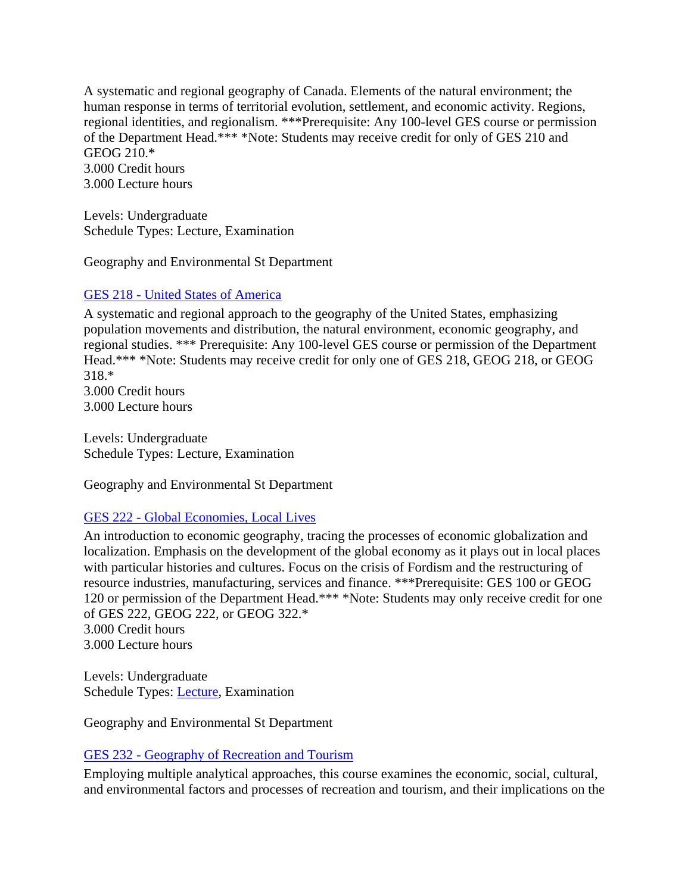A systematic and regional geography of Canada. Elements of the natural environment; the human response in terms of territorial evolution, settlement, and economic activity. Regions, regional identities, and regionalism. ***Prerequisite: Any 100-level GES course or permission of the Department Head.*** *Note: Students may receive credit for only of GES 210 and GEOG 210.*
3.000 Credit hours
3.000 Lecture hours

Levels: Undergraduate
Schedule Types: Lecture, Examination

Geography and Environmental St Department

### GES 218 - United States of America

A systematic and regional approach to the geography of the United States, emphasizing population movements and distribution, the natural environment, economic geography, and regional studies. *** Prerequisite: Any 100-level GES course or permission of the Department Head.*** *Note: Students may receive credit for only one of GES 218, GEOG 218, or GEOG 318.*
3.000 Credit hours
3.000 Lecture hours

Levels: Undergraduate
Schedule Types: Lecture, Examination

Geography and Environmental St Department

### GES 222 - Global Economies, Local Lives

An introduction to economic geography, tracing the processes of economic globalization and localization. Emphasis on the development of the global economy as it plays out in local places with particular histories and cultures. Focus on the crisis of Fordism and the restructuring of resource industries, manufacturing, services and finance. ***Prerequisite: GES 100 or GEOG 120 or permission of the Department Head.*** *Note: Students may only receive credit for one of GES 222, GEOG 222, or GEOG 322.*
3.000 Credit hours
3.000 Lecture hours

Levels: Undergraduate
Schedule Types: Lecture, Examination

Geography and Environmental St Department

### GES 232 - Geography of Recreation and Tourism

Employing multiple analytical approaches, this course examines the economic, social, cultural, and environmental factors and processes of recreation and tourism, and their implications on the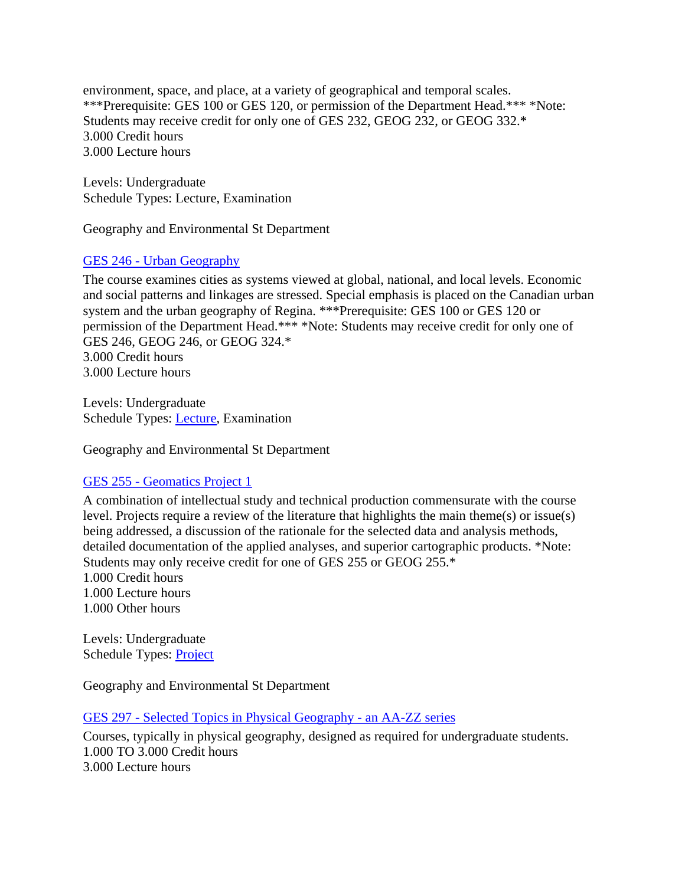environment, space, and place, at a variety of geographical and temporal scales. ***Prerequisite: GES 100 or GES 120, or permission of the Department Head.*** *Note: Students may receive credit for only one of GES 232, GEOG 232, or GEOG 332.*
3.000 Credit hours
3.000 Lecture hours

Levels: Undergraduate
Schedule Types: Lecture, Examination

Geography and Environmental St Department

### GES 246 - Urban Geography

The course examines cities as systems viewed at global, national, and local levels. Economic and social patterns and linkages are stressed. Special emphasis is placed on the Canadian urban system and the urban geography of Regina. ***Prerequisite: GES 100 or GES 120 or permission of the Department Head.*** *Note: Students may receive credit for only one of GES 246, GEOG 246, or GEOG 324.*
3.000 Credit hours
3.000 Lecture hours

Levels: Undergraduate
Schedule Types: Lecture, Examination

Geography and Environmental St Department

### GES 255 - Geomatics Project 1

A combination of intellectual study and technical production commensurate with the course level. Projects require a review of the literature that highlights the main theme(s) or issue(s) being addressed, a discussion of the rationale for the selected data and analysis methods, detailed documentation of the applied analyses, and superior cartographic products. *Note: Students may only receive credit for one of GES 255 or GEOG 255.*
1.000 Credit hours
1.000 Lecture hours
1.000 Other hours

Levels: Undergraduate
Schedule Types: Project

Geography and Environmental St Department

### GES 297 - Selected Topics in Physical Geography - an AA-ZZ series

Courses, typically in physical geography, designed as required for undergraduate students.
1.000 TO 3.000 Credit hours
3.000 Lecture hours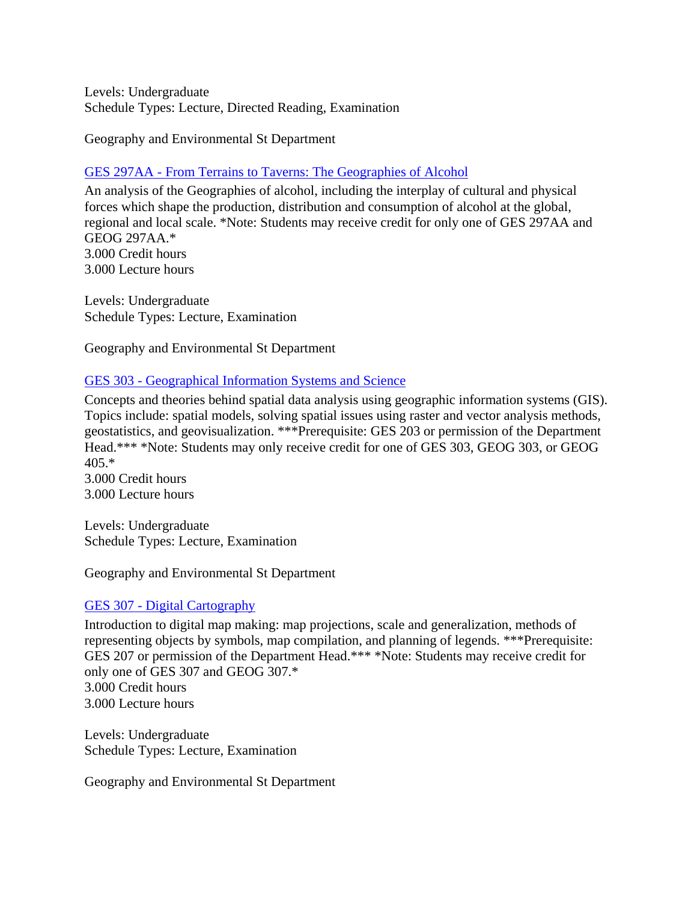Levels: Undergraduate
Schedule Types: Lecture, Directed Reading, Examination

Geography and Environmental St Department

### GES 297AA - From Terrains to Taverns: The Geographies of Alcohol

An analysis of the Geographies of alcohol, including the interplay of cultural and physical forces which shape the production, distribution and consumption of alcohol at the global, regional and local scale. *Note: Students may receive credit for only one of GES 297AA and GEOG 297AA.*
3.000 Credit hours
3.000 Lecture hours

Levels: Undergraduate
Schedule Types: Lecture, Examination

Geography and Environmental St Department

### GES 303 - Geographical Information Systems and Science

Concepts and theories behind spatial data analysis using geographic information systems (GIS). Topics include: spatial models, solving spatial issues using raster and vector analysis methods, geostatistics, and geovisualization. ***Prerequisite: GES 203 or permission of the Department Head.*** *Note: Students may only receive credit for one of GES 303, GEOG 303, or GEOG 405.*
3.000 Credit hours
3.000 Lecture hours

Levels: Undergraduate
Schedule Types: Lecture, Examination

Geography and Environmental St Department

### GES 307 - Digital Cartography

Introduction to digital map making: map projections, scale and generalization, methods of representing objects by symbols, map compilation, and planning of legends. ***Prerequisite: GES 207 or permission of the Department Head.*** *Note: Students may receive credit for only one of GES 307 and GEOG 307.*
3.000 Credit hours
3.000 Lecture hours

Levels: Undergraduate
Schedule Types: Lecture, Examination

Geography and Environmental St Department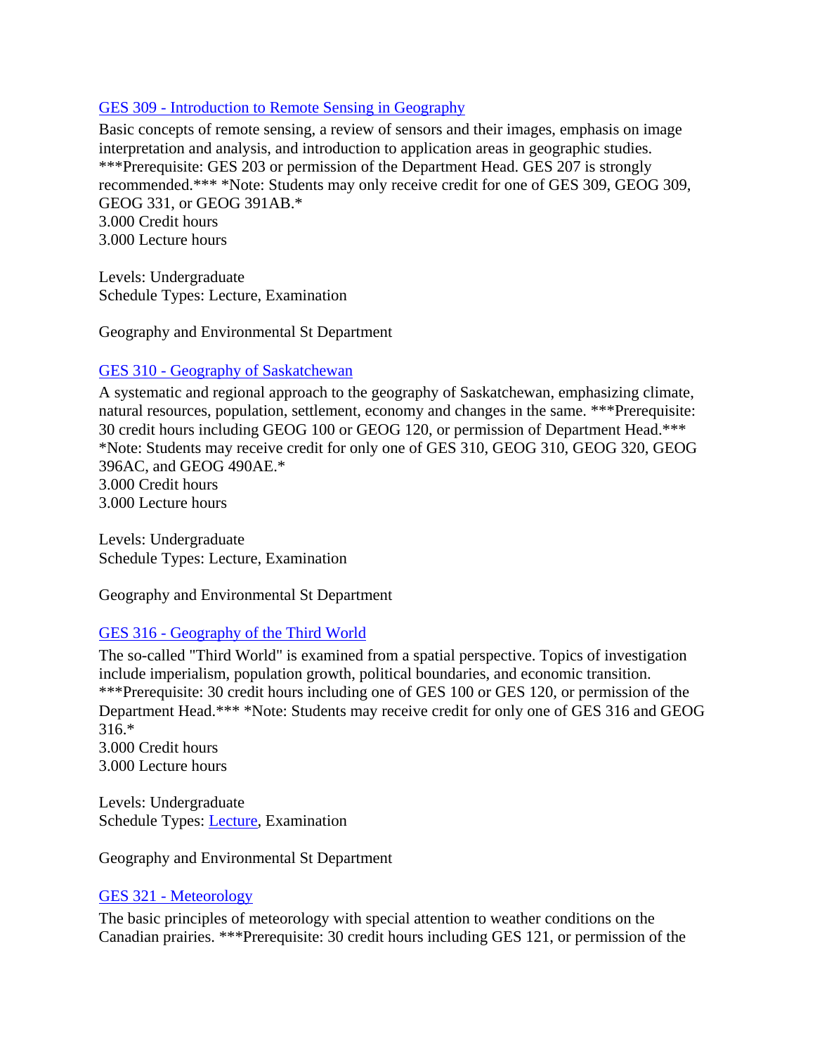[GES 309 - Introduction to Remote Sensing in Geography]

Basic concepts of remote sensing, a review of sensors and their images, emphasis on image interpretation and analysis, and introduction to application areas in geographic studies. ***Prerequisite: GES 203 or permission of the Department Head. GES 207 is strongly recommended.*** *Note: Students may only receive credit for one of GES 309, GEOG 309, GEOG 331, or GEOG 391AB.*
3.000 Credit hours
3.000 Lecture hours

Levels: Undergraduate
Schedule Types: Lecture, Examination

Geography and Environmental St Department

[GES 310 - Geography of Saskatchewan]

A systematic and regional approach to the geography of Saskatchewan, emphasizing climate, natural resources, population, settlement, economy and changes in the same. ***Prerequisite: 30 credit hours including GEOG 100 or GEOG 120, or permission of Department Head.*** *Note: Students may receive credit for only one of GES 310, GEOG 310, GEOG 320, GEOG 396AC, and GEOG 490AE.*
3.000 Credit hours
3.000 Lecture hours

Levels: Undergraduate
Schedule Types: Lecture, Examination

Geography and Environmental St Department

[GES 316 - Geography of the Third World]

The so-called "Third World" is examined from a spatial perspective. Topics of investigation include imperialism, population growth, political boundaries, and economic transition. ***Prerequisite: 30 credit hours including one of GES 100 or GES 120, or permission of the Department Head.*** *Note: Students may receive credit for only one of GES 316 and GEOG 316.*
3.000 Credit hours
3.000 Lecture hours

Levels: Undergraduate
Schedule Types: [Lecture], Examination

Geography and Environmental St Department

[GES 321 - Meteorology]

The basic principles of meteorology with special attention to weather conditions on the Canadian prairies. ***Prerequisite: 30 credit hours including GES 121, or permission of the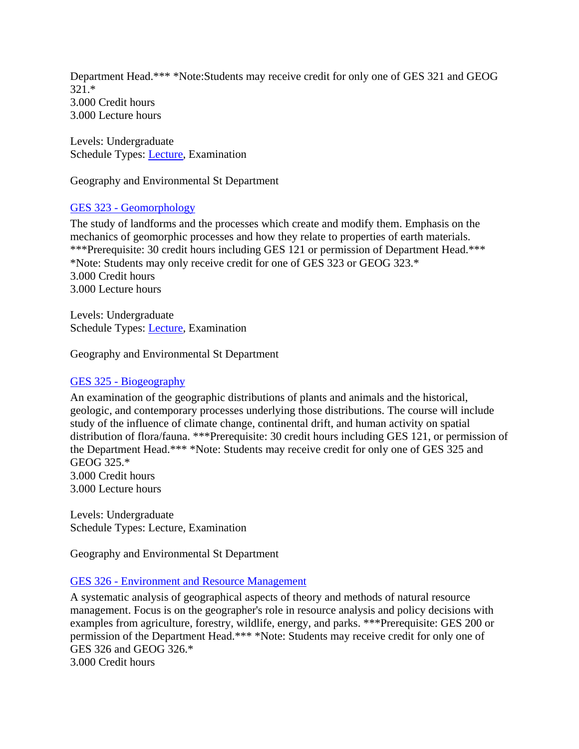Department Head.*** *Note:Students may receive credit for only one of GES 321 and GEOG 321.*
3.000 Credit hours
3.000 Lecture hours

Levels: Undergraduate
Schedule Types: Lecture, Examination

Geography and Environmental St Department

### GES 323 - Geomorphology

The study of landforms and the processes which create and modify them. Emphasis on the mechanics of geomorphic processes and how they relate to properties of earth materials. ***Prerequisite: 30 credit hours including GES 121 or permission of Department Head.*** *Note: Students may only receive credit for one of GES 323 or GEOG 323.*
3.000 Credit hours
3.000 Lecture hours

Levels: Undergraduate
Schedule Types: Lecture, Examination

Geography and Environmental St Department

### GES 325 - Biogeography

An examination of the geographic distributions of plants and animals and the historical, geologic, and contemporary processes underlying those distributions. The course will include study of the influence of climate change, continental drift, and human activity on spatial distribution of flora/fauna. ***Prerequisite: 30 credit hours including GES 121, or permission of the Department Head.*** *Note: Students may receive credit for only one of GES 325 and GEOG 325.*
3.000 Credit hours
3.000 Lecture hours

Levels: Undergraduate
Schedule Types: Lecture, Examination

Geography and Environmental St Department

### GES 326 - Environment and Resource Management

A systematic analysis of geographical aspects of theory and methods of natural resource management. Focus is on the geographer's role in resource analysis and policy decisions with examples from agriculture, forestry, wildlife, energy, and parks. ***Prerequisite: GES 200 or permission of the Department Head.*** *Note: Students may receive credit for only one of GES 326 and GEOG 326.*
3.000 Credit hours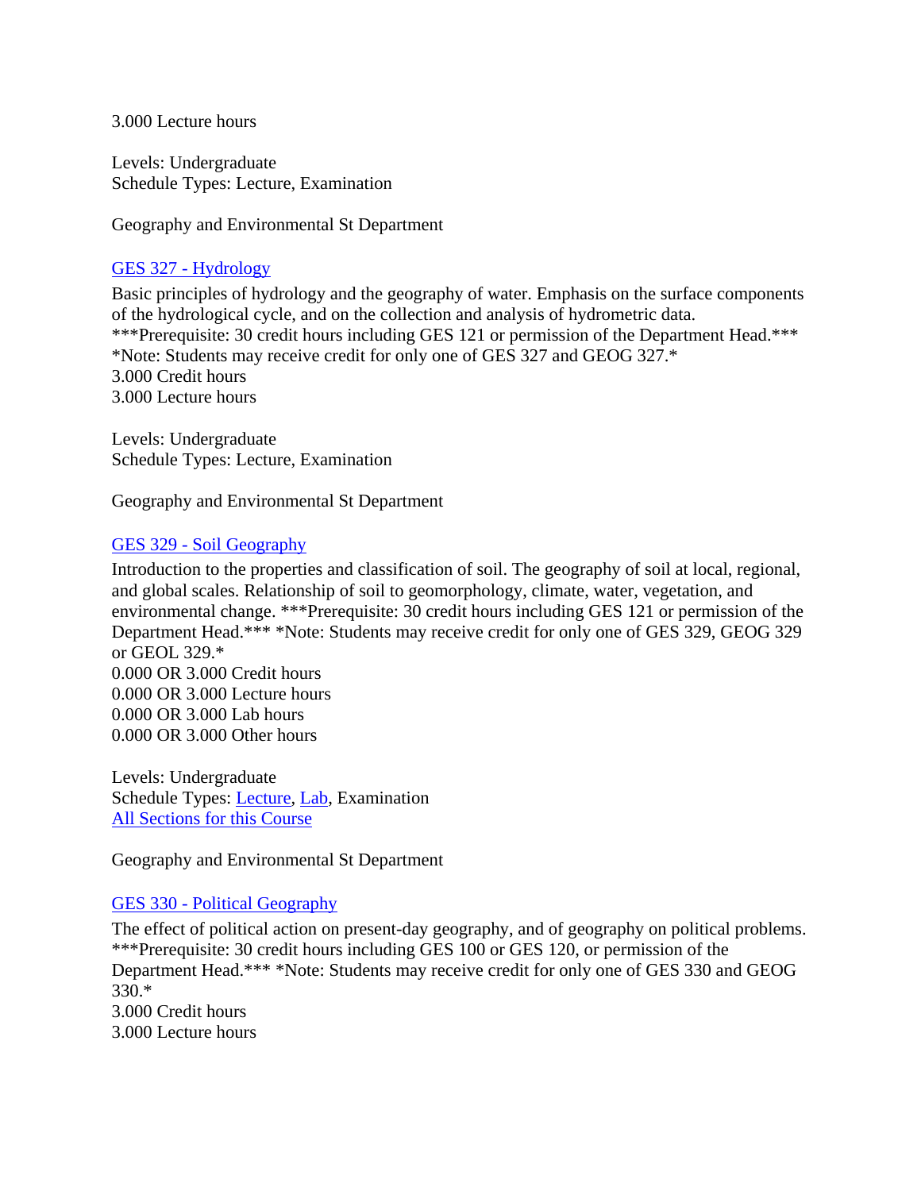3.000 Lecture hours

Levels: Undergraduate
Schedule Types: Lecture, Examination

Geography and Environmental St Department

### GES 327 - Hydrology

Basic principles of hydrology and the geography of water. Emphasis on the surface components of the hydrological cycle, and on the collection and analysis of hydrometric data.
***Prerequisite: 30 credit hours including GES 121 or permission of the Department Head.***
*Note: Students may receive credit for only one of GES 327 and GEOG 327.*
3.000 Credit hours
3.000 Lecture hours

Levels: Undergraduate
Schedule Types: Lecture, Examination

Geography and Environmental St Department

### GES 329 - Soil Geography

Introduction to the properties and classification of soil. The geography of soil at local, regional, and global scales. Relationship of soil to geomorphology, climate, water, vegetation, and environmental change. ***Prerequisite: 30 credit hours including GES 121 or permission of the Department Head.*** *Note: Students may receive credit for only one of GES 329, GEOG 329 or GEOL 329.*
0.000 OR 3.000 Credit hours
0.000 OR 3.000 Lecture hours
0.000 OR 3.000 Lab hours
0.000 OR 3.000 Other hours

Levels: Undergraduate
Schedule Types: Lecture, Lab, Examination
All Sections for this Course

Geography and Environmental St Department

### GES 330 - Political Geography

The effect of political action on present-day geography, and of geography on political problems.
***Prerequisite: 30 credit hours including GES 100 or GES 120, or permission of the Department Head.*** *Note: Students may receive credit for only one of GES 330 and GEOG 330.*
3.000 Credit hours
3.000 Lecture hours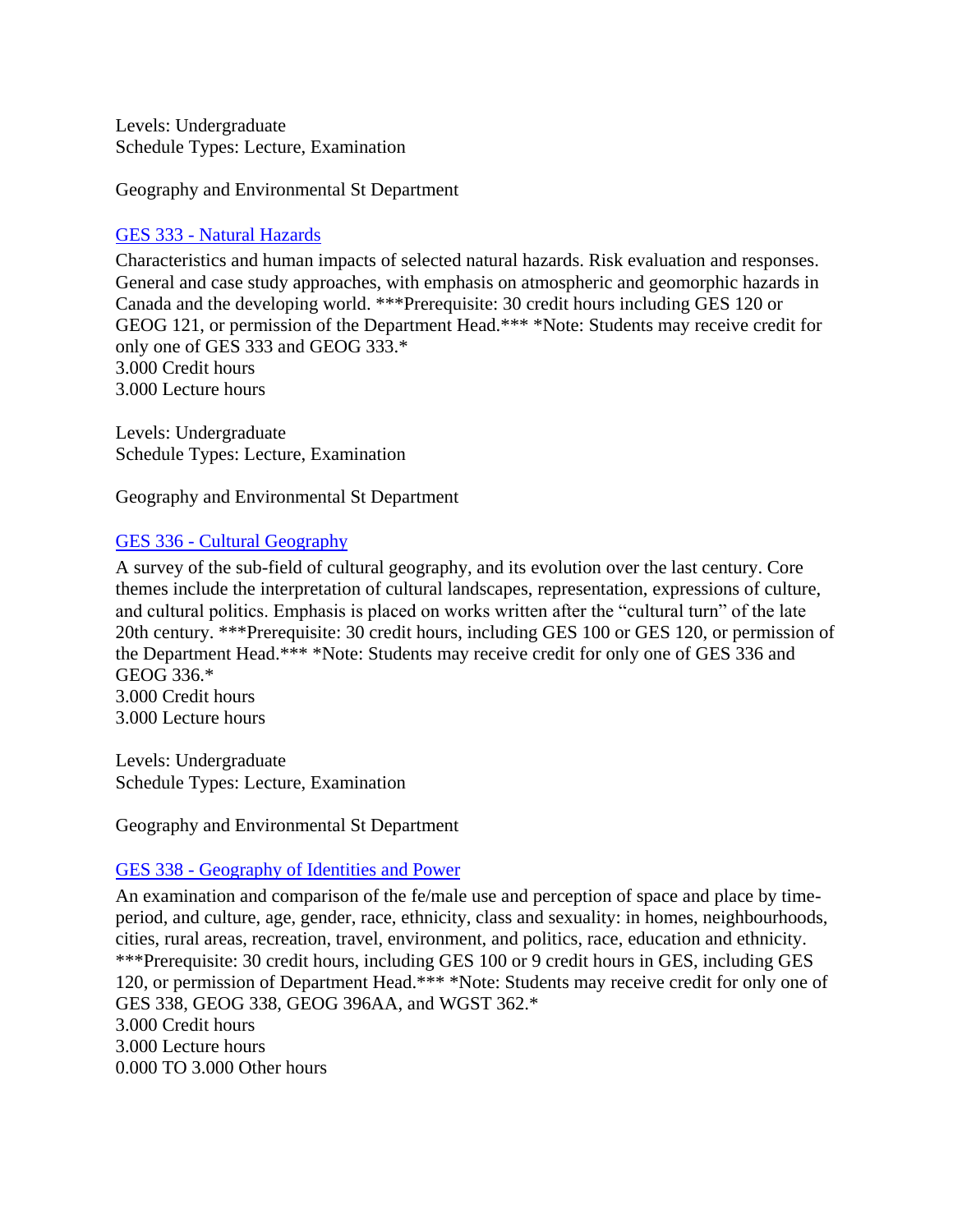Levels: Undergraduate
Schedule Types: Lecture, Examination

Geography and Environmental St Department

### GES 333 - Natural Hazards

Characteristics and human impacts of selected natural hazards. Risk evaluation and responses. General and case study approaches, with emphasis on atmospheric and geomorphic hazards in Canada and the developing world. ***Prerequisite: 30 credit hours including GES 120 or GEOG 121, or permission of the Department Head.*** *Note: Students may receive credit for only one of GES 333 and GEOG 333.*
3.000 Credit hours
3.000 Lecture hours

Levels: Undergraduate
Schedule Types: Lecture, Examination

Geography and Environmental St Department

### GES 336 - Cultural Geography

A survey of the sub-field of cultural geography, and its evolution over the last century. Core themes include the interpretation of cultural landscapes, representation, expressions of culture, and cultural politics. Emphasis is placed on works written after the "cultural turn" of the late 20th century. ***Prerequisite: 30 credit hours, including GES 100 or GES 120, or permission of the Department Head.*** *Note: Students may receive credit for only one of GES 336 and GEOG 336.*
3.000 Credit hours
3.000 Lecture hours

Levels: Undergraduate
Schedule Types: Lecture, Examination

Geography and Environmental St Department

### GES 338 - Geography of Identities and Power

An examination and comparison of the fe/male use and perception of space and place by time-period, and culture, age, gender, race, ethnicity, class and sexuality: in homes, neighbourhoods, cities, rural areas, recreation, travel, environment, and politics, race, education and ethnicity. ***Prerequisite: 30 credit hours, including GES 100 or 9 credit hours in GES, including GES 120, or permission of Department Head.*** *Note: Students may receive credit for only one of GES 338, GEOG 338, GEOG 396AA, and WGST 362.*
3.000 Credit hours
3.000 Lecture hours
0.000 TO 3.000 Other hours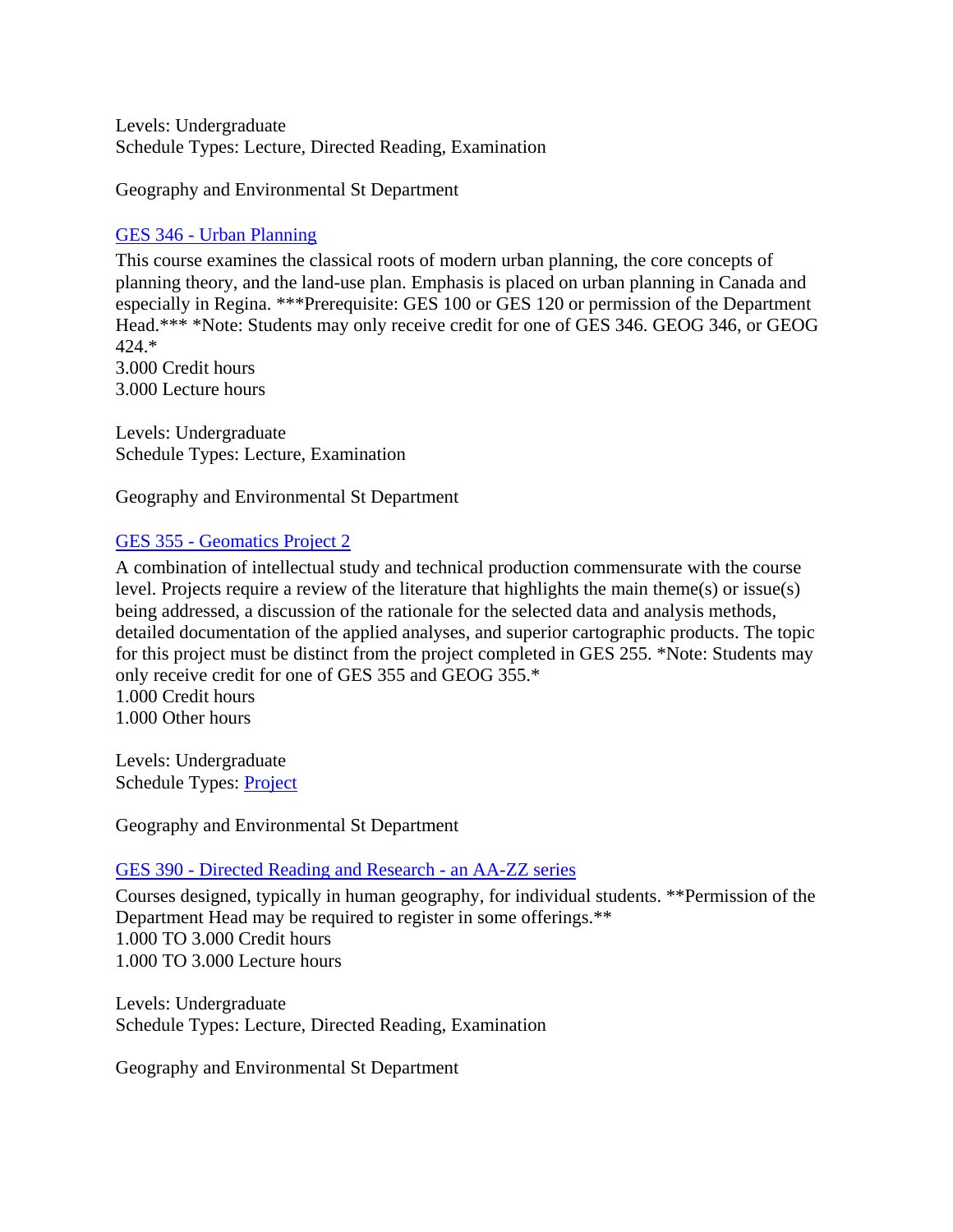Levels: Undergraduate
Schedule Types: Lecture, Directed Reading, Examination

Geography and Environmental St Department

### [GES 346 - Urban Planning]

This course examines the classical roots of modern urban planning, the core concepts of planning theory, and the land-use plan. Emphasis is placed on urban planning in Canada and especially in Regina. ***Prerequisite: GES 100 or GES 120 or permission of the Department Head.*** *Note: Students may only receive credit for one of GES 346. GEOG 346, or GEOG 424.*
3.000 Credit hours
3.000 Lecture hours

Levels: Undergraduate
Schedule Types: Lecture, Examination

Geography and Environmental St Department

### [GES 355 - Geomatics Project 2]

A combination of intellectual study and technical production commensurate with the course level. Projects require a review of the literature that highlights the main theme(s) or issue(s) being addressed, a discussion of the rationale for the selected data and analysis methods, detailed documentation of the applied analyses, and superior cartographic products. The topic for this project must be distinct from the project completed in GES 255. *Note: Students may only receive credit for one of GES 355 and GEOG 355.*
1.000 Credit hours
1.000 Other hours

Levels: Undergraduate
Schedule Types: [Project]

Geography and Environmental St Department

### [GES 390 - Directed Reading and Research - an AA-ZZ series]

Courses designed, typically in human geography, for individual students. **Permission of the Department Head may be required to register in some offerings.**
1.000 TO 3.000 Credit hours
1.000 TO 3.000 Lecture hours

Levels: Undergraduate
Schedule Types: Lecture, Directed Reading, Examination

Geography and Environmental St Department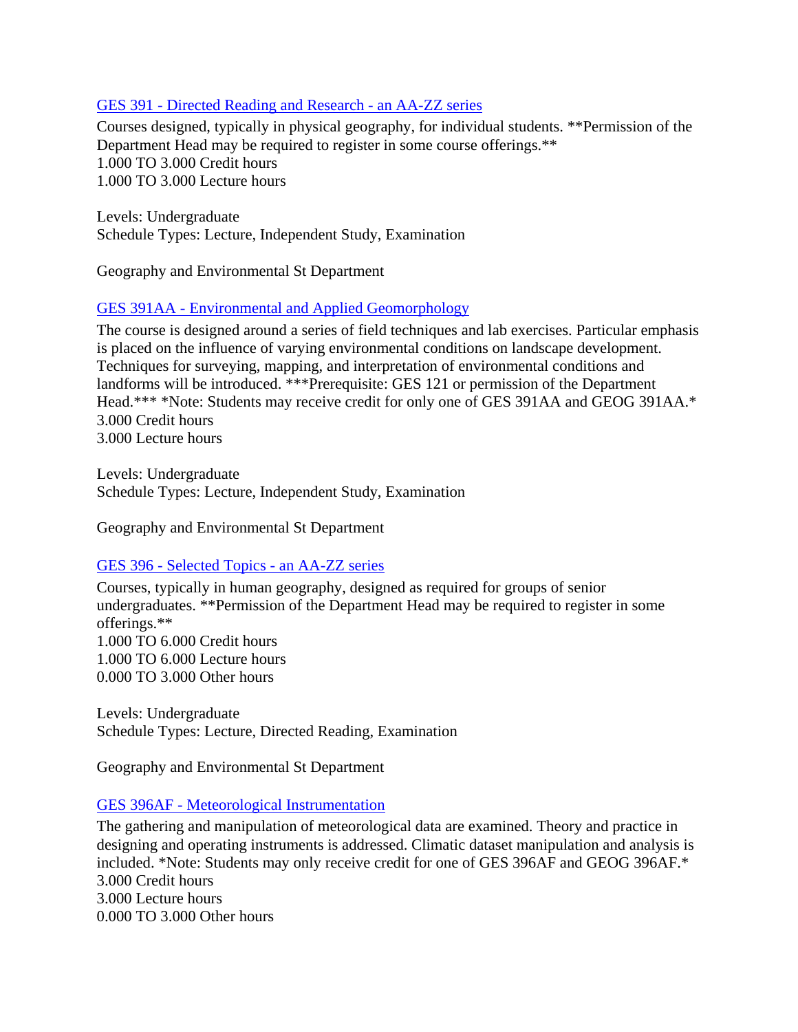[GES 391 - Directed Reading and Research - an AA-ZZ series]

Courses designed, typically in physical geography, for individual students. **Permission of the Department Head may be required to register in some course offerings.**
1.000 TO 3.000 Credit hours
1.000 TO 3.000 Lecture hours

Levels: Undergraduate
Schedule Types: Lecture, Independent Study, Examination

Geography and Environmental St Department

[GES 391AA - Environmental and Applied Geomorphology]

The course is designed around a series of field techniques and lab exercises. Particular emphasis is placed on the influence of varying environmental conditions on landscape development. Techniques for surveying, mapping, and interpretation of environmental conditions and landforms will be introduced. ***Prerequisite: GES 121 or permission of the Department Head.*** *Note: Students may receive credit for only one of GES 391AA and GEOG 391AA.*
3.000 Credit hours
3.000 Lecture hours

Levels: Undergraduate
Schedule Types: Lecture, Independent Study, Examination

Geography and Environmental St Department

[GES 396 - Selected Topics - an AA-ZZ series]

Courses, typically in human geography, designed as required for groups of senior undergraduates. **Permission of the Department Head may be required to register in some offerings.**
1.000 TO 6.000 Credit hours
1.000 TO 6.000 Lecture hours
0.000 TO 3.000 Other hours

Levels: Undergraduate
Schedule Types: Lecture, Directed Reading, Examination

Geography and Environmental St Department

[GES 396AF - Meteorological Instrumentation]

The gathering and manipulation of meteorological data are examined. Theory and practice in designing and operating instruments is addressed. Climatic dataset manipulation and analysis is included. *Note: Students may only receive credit for one of GES 396AF and GEOG 396AF.*
3.000 Credit hours
3.000 Lecture hours
0.000 TO 3.000 Other hours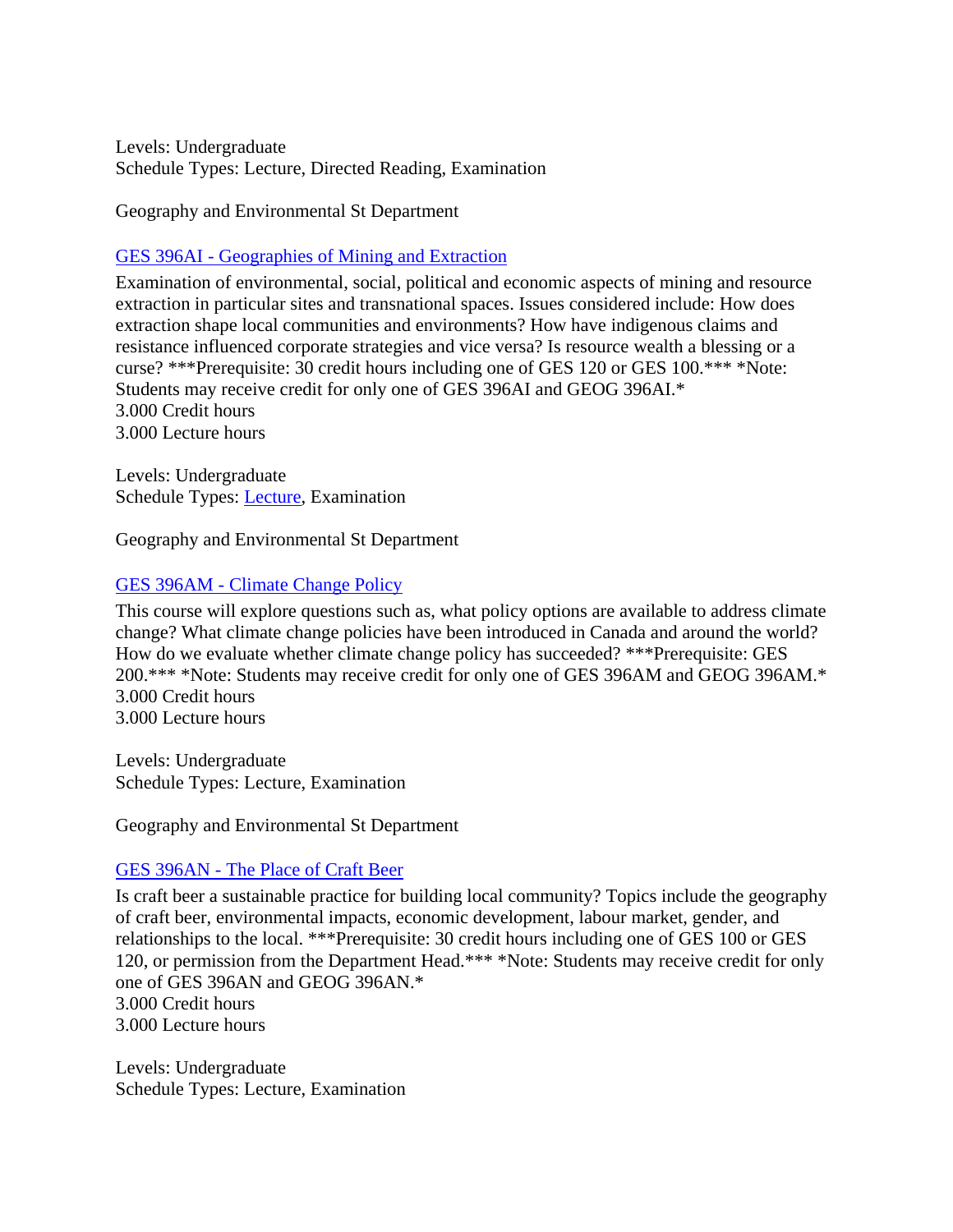Levels: Undergraduate
Schedule Types: Lecture, Directed Reading, Examination

Geography and Environmental St Department

### GES 396AI - Geographies of Mining and Extraction

Examination of environmental, social, political and economic aspects of mining and resource extraction in particular sites and transnational spaces. Issues considered include: How does extraction shape local communities and environments? How have indigenous claims and resistance influenced corporate strategies and vice versa? Is resource wealth a blessing or a curse? ***Prerequisite: 30 credit hours including one of GES 120 or GES 100.*** *Note: Students may receive credit for only one of GES 396AI and GEOG 396AI.*
3.000 Credit hours
3.000 Lecture hours

Levels: Undergraduate
Schedule Types: Lecture, Examination

Geography and Environmental St Department

### GES 396AM - Climate Change Policy

This course will explore questions such as, what policy options are available to address climate change? What climate change policies have been introduced in Canada and around the world? How do we evaluate whether climate change policy has succeeded? ***Prerequisite: GES 200.*** *Note: Students may receive credit for only one of GES 396AM and GEOG 396AM.*
3.000 Credit hours
3.000 Lecture hours

Levels: Undergraduate
Schedule Types: Lecture, Examination

Geography and Environmental St Department

### GES 396AN - The Place of Craft Beer

Is craft beer a sustainable practice for building local community? Topics include the geography of craft beer, environmental impacts, economic development, labour market, gender, and relationships to the local. ***Prerequisite: 30 credit hours including one of GES 100 or GES 120, or permission from the Department Head.*** *Note: Students may receive credit for only one of GES 396AN and GEOG 396AN.*
3.000 Credit hours
3.000 Lecture hours

Levels: Undergraduate
Schedule Types: Lecture, Examination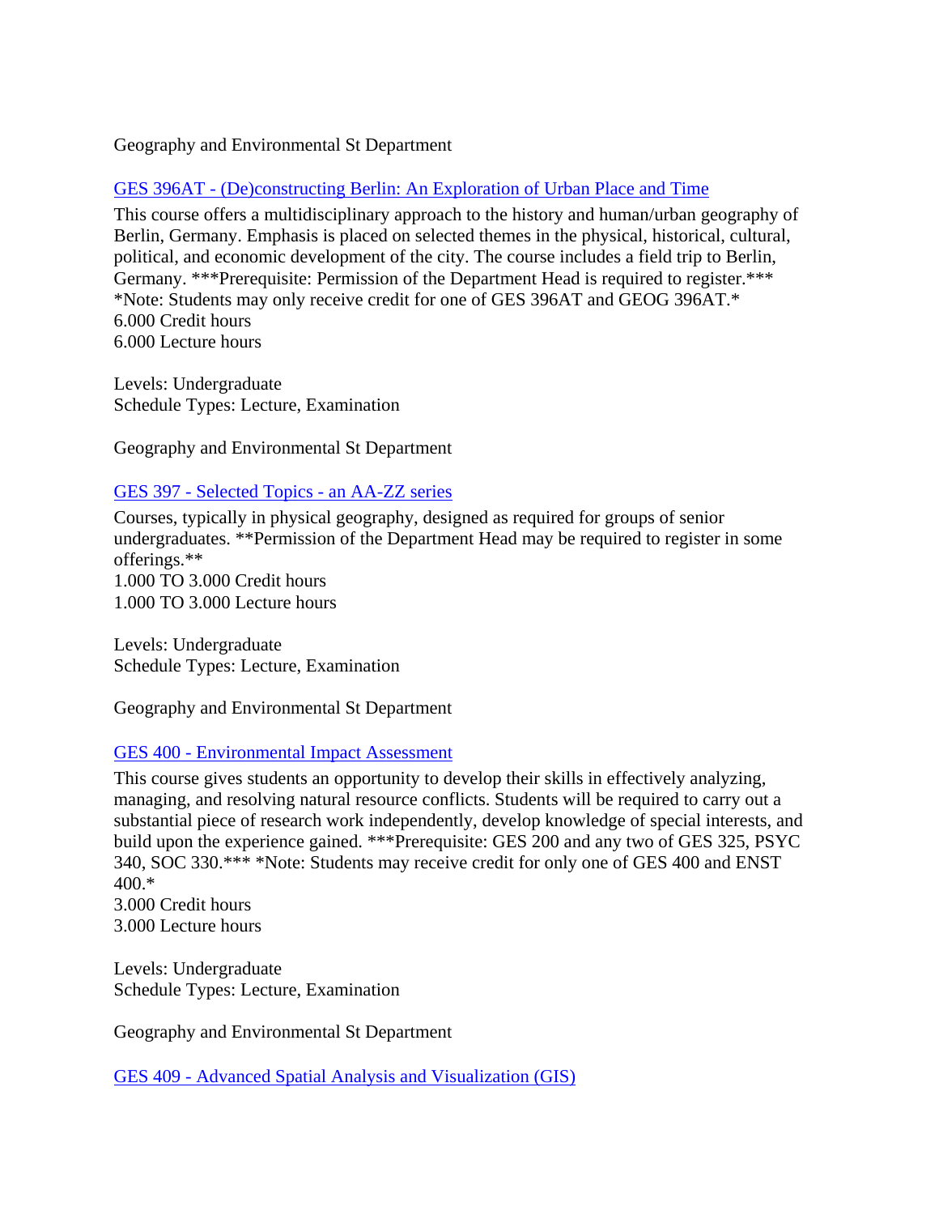Geography and Environmental St Department

[GES 396AT - (De)constructing Berlin: An Exploration of Urban Place and Time]

This course offers a multidisciplinary approach to the history and human/urban geography of Berlin, Germany. Emphasis is placed on selected themes in the physical, historical, cultural, political, and economic development of the city. The course includes a field trip to Berlin, Germany. ***Prerequisite: Permission of the Department Head is required to register.*** *Note: Students may only receive credit for one of GES 396AT and GEOG 396AT.*
6.000 Credit hours
6.000 Lecture hours

Levels: Undergraduate
Schedule Types: Lecture, Examination

Geography and Environmental St Department

[GES 397 - Selected Topics - an AA-ZZ series]

Courses, typically in physical geography, designed as required for groups of senior undergraduates. **Permission of the Department Head may be required to register in some offerings.**
1.000 TO 3.000 Credit hours
1.000 TO 3.000 Lecture hours

Levels: Undergraduate
Schedule Types: Lecture, Examination

Geography and Environmental St Department

[GES 400 - Environmental Impact Assessment]

This course gives students an opportunity to develop their skills in effectively analyzing, managing, and resolving natural resource conflicts. Students will be required to carry out a substantial piece of research work independently, develop knowledge of special interests, and build upon the experience gained. ***Prerequisite: GES 200 and any two of GES 325, PSYC 340, SOC 330.*** *Note: Students may receive credit for only one of GES 400 and ENST 400.*
3.000 Credit hours
3.000 Lecture hours

Levels: Undergraduate
Schedule Types: Lecture, Examination

Geography and Environmental St Department

[GES 409 - Advanced Spatial Analysis and Visualization (GIS)]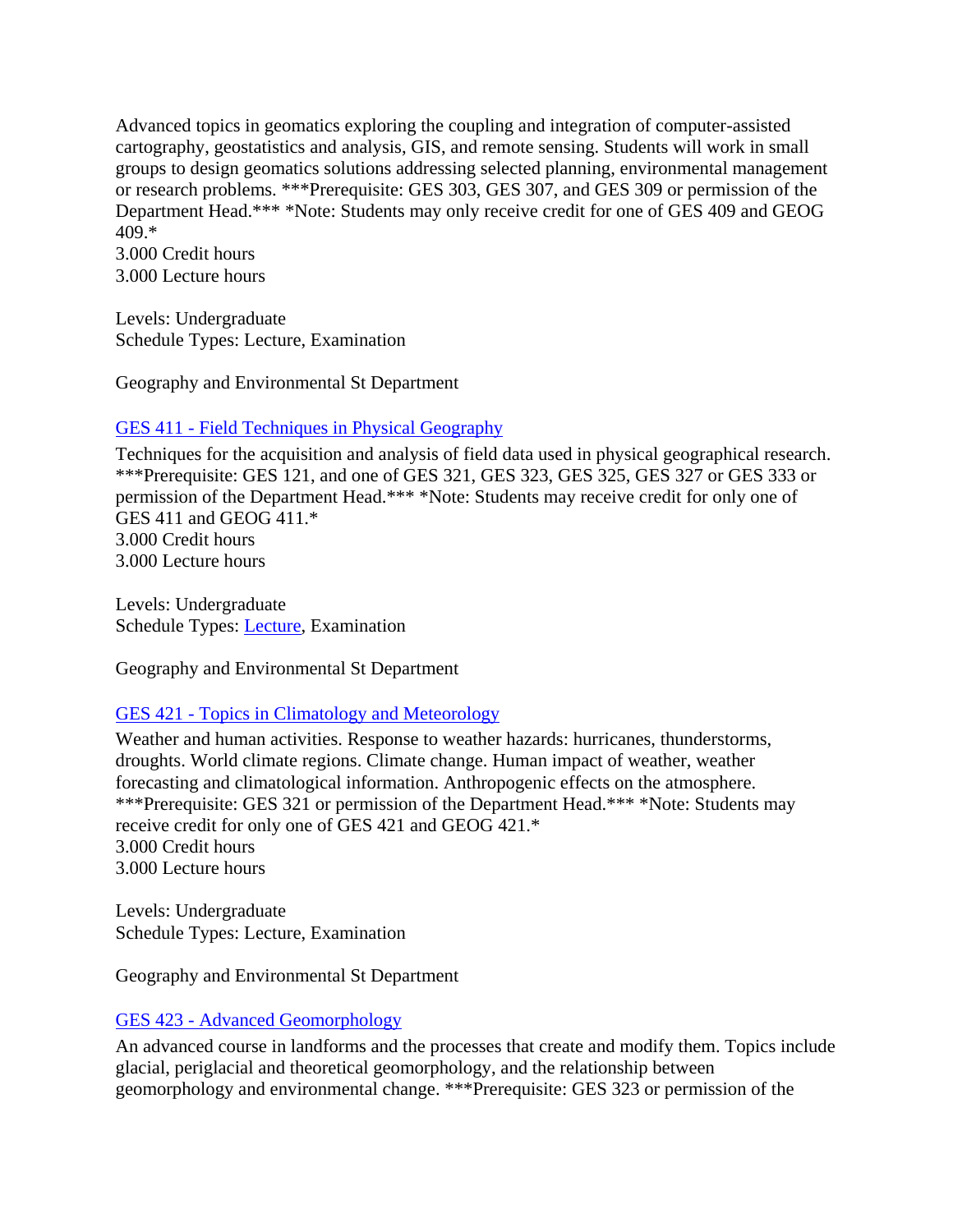Advanced topics in geomatics exploring the coupling and integration of computer-assisted cartography, geostatistics and analysis, GIS, and remote sensing. Students will work in small groups to design geomatics solutions addressing selected planning, environmental management or research problems. ***Prerequisite: GES 303, GES 307, and GES 309 or permission of the Department Head.*** *Note: Students may only receive credit for one of GES 409 and GEOG 409.*
3.000 Credit hours
3.000 Lecture hours

Levels: Undergraduate
Schedule Types: Lecture, Examination

Geography and Environmental St Department

### GES 411 - Field Techniques in Physical Geography

Techniques for the acquisition and analysis of field data used in physical geographical research. ***Prerequisite: GES 121, and one of GES 321, GES 323, GES 325, GES 327 or GES 333 or permission of the Department Head.*** *Note: Students may receive credit for only one of GES 411 and GEOG 411.*
3.000 Credit hours
3.000 Lecture hours

Levels: Undergraduate
Schedule Types: Lecture, Examination

Geography and Environmental St Department

### GES 421 - Topics in Climatology and Meteorology

Weather and human activities. Response to weather hazards: hurricanes, thunderstorms, droughts. World climate regions. Climate change. Human impact of weather, weather forecasting and climatological information. Anthropogenic effects on the atmosphere. ***Prerequisite: GES 321 or permission of the Department Head.*** *Note: Students may receive credit for only one of GES 421 and GEOG 421.*
3.000 Credit hours
3.000 Lecture hours

Levels: Undergraduate
Schedule Types: Lecture, Examination

Geography and Environmental St Department

### GES 423 - Advanced Geomorphology

An advanced course in landforms and the processes that create and modify them. Topics include glacial, periglacial and theoretical geomorphology, and the relationship between geomorphology and environmental change. ***Prerequisite: GES 323 or permission of the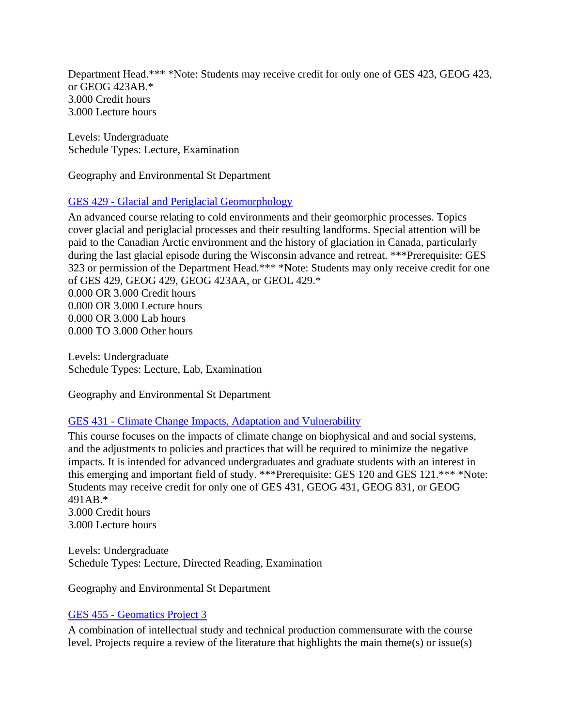Department Head.*** *Note: Students may receive credit for only one of GES 423, GEOG 423, or GEOG 423AB.*
3.000 Credit hours
3.000 Lecture hours

Levels: Undergraduate
Schedule Types: Lecture, Examination

Geography and Environmental St Department

### GES 429 - Glacial and Periglacial Geomorphology

An advanced course relating to cold environments and their geomorphic processes. Topics cover glacial and periglacial processes and their resulting landforms. Special attention will be paid to the Canadian Arctic environment and the history of glaciation in Canada, particularly during the last glacial episode during the Wisconsin advance and retreat. ***Prerequisite: GES 323 or permission of the Department Head.*** *Note: Students may only receive credit for one of GES 429, GEOG 429, GEOG 423AA, or GEOL 429.*
0.000 OR 3.000 Credit hours
0.000 OR 3.000 Lecture hours
0.000 OR 3.000 Lab hours
0.000 TO 3.000 Other hours

Levels: Undergraduate
Schedule Types: Lecture, Lab, Examination

Geography and Environmental St Department

### GES 431 - Climate Change Impacts, Adaptation and Vulnerability

This course focuses on the impacts of climate change on biophysical and and social systems, and the adjustments to policies and practices that will be required to minimize the negative impacts. It is intended for advanced undergraduates and graduate students with an interest in this emerging and important field of study. ***Prerequisite: GES 120 and GES 121.*** *Note: Students may receive credit for only one of GES 431, GEOG 431, GEOG 831, or GEOG 491AB.*
3.000 Credit hours
3.000 Lecture hours

Levels: Undergraduate
Schedule Types: Lecture, Directed Reading, Examination

Geography and Environmental St Department

### GES 455 - Geomatics Project 3

A combination of intellectual study and technical production commensurate with the course level. Projects require a review of the literature that highlights the main theme(s) or issue(s)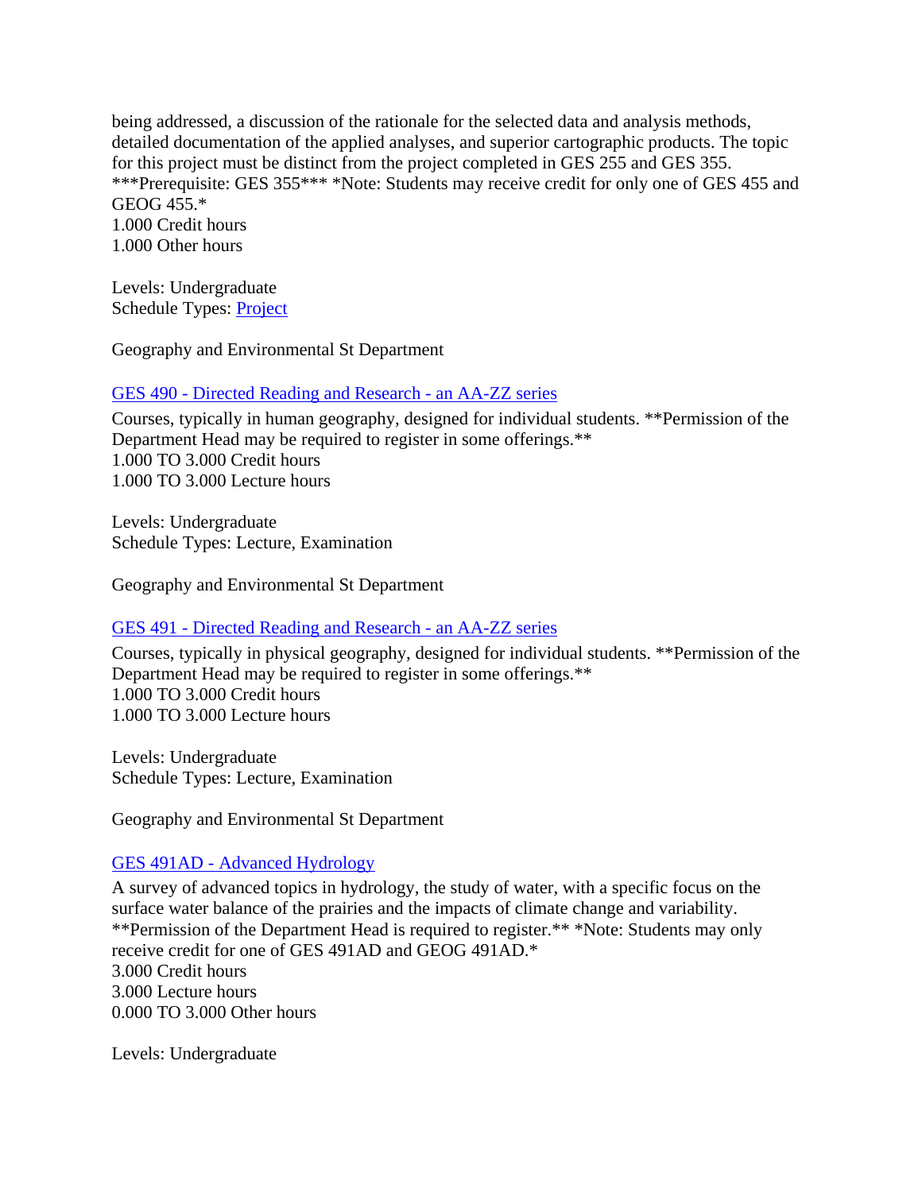being addressed, a discussion of the rationale for the selected data and analysis methods, detailed documentation of the applied analyses, and superior cartographic products. The topic for this project must be distinct from the project completed in GES 255 and GES 355. ***Prerequisite: GES 355*** *Note: Students may receive credit for only one of GES 455 and GEOG 455.*
1.000 Credit hours
1.000 Other hours

Levels: Undergraduate
Schedule Types: Project

Geography and Environmental St Department

### GES 490 - Directed Reading and Research - an AA-ZZ series

Courses, typically in human geography, designed for individual students. **Permission of the Department Head may be required to register in some offerings.**
1.000 TO 3.000 Credit hours
1.000 TO 3.000 Lecture hours

Levels: Undergraduate
Schedule Types: Lecture, Examination

Geography and Environmental St Department

### GES 491 - Directed Reading and Research - an AA-ZZ series

Courses, typically in physical geography, designed for individual students. **Permission of the Department Head may be required to register in some offerings.**
1.000 TO 3.000 Credit hours
1.000 TO 3.000 Lecture hours

Levels: Undergraduate
Schedule Types: Lecture, Examination

Geography and Environmental St Department

### GES 491AD - Advanced Hydrology

A survey of advanced topics in hydrology, the study of water, with a specific focus on the surface water balance of the prairies and the impacts of climate change and variability. **Permission of the Department Head is required to register.** *Note: Students may only receive credit for one of GES 491AD and GEOG 491AD.*
3.000 Credit hours
3.000 Lecture hours
0.000 TO 3.000 Other hours

Levels: Undergraduate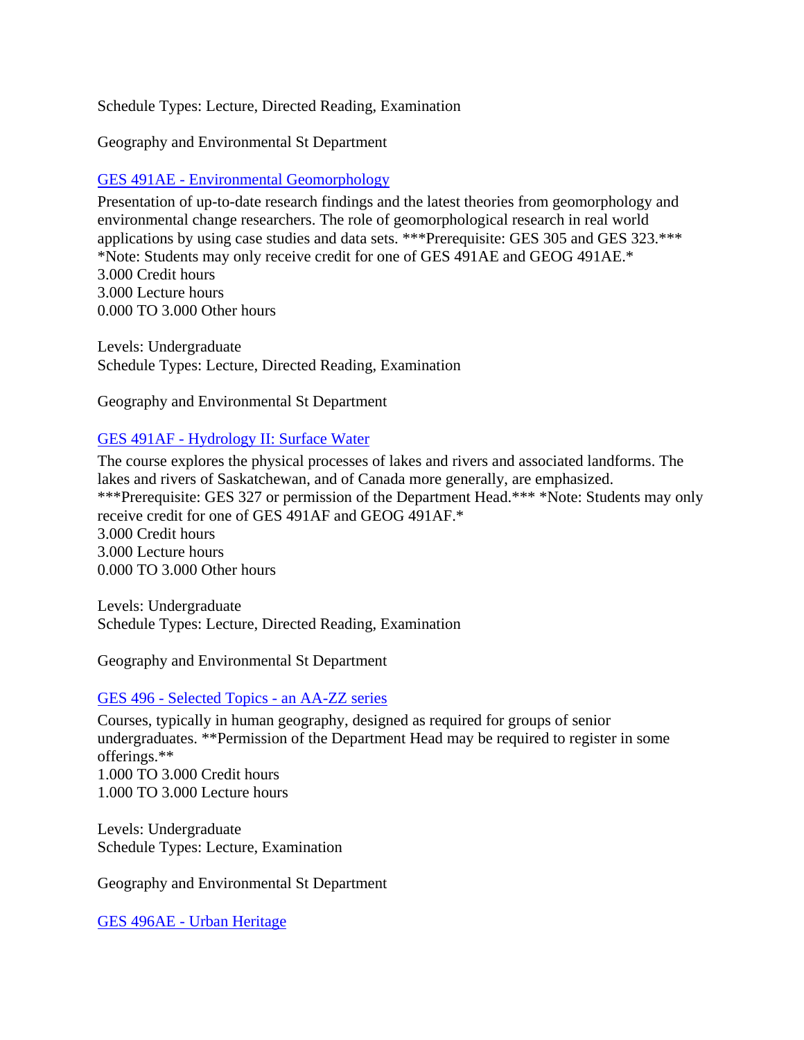Schedule Types: Lecture, Directed Reading, Examination

Geography and Environmental St Department

### GES 491AE - Environmental Geomorphology

Presentation of up-to-date research findings and the latest theories from geomorphology and environmental change researchers. The role of geomorphological research in real world applications by using case studies and data sets. ***Prerequisite: GES 305 and GES 323.*** *Note: Students may only receive credit for one of GES 491AE and GEOG 491AE.*
3.000 Credit hours
3.000 Lecture hours
0.000 TO 3.000 Other hours

Levels: Undergraduate
Schedule Types: Lecture, Directed Reading, Examination

Geography and Environmental St Department

### GES 491AF - Hydrology II: Surface Water

The course explores the physical processes of lakes and rivers and associated landforms. The lakes and rivers of Saskatchewan, and of Canada more generally, are emphasized. ***Prerequisite: GES 327 or permission of the Department Head.*** *Note: Students may only receive credit for one of GES 491AF and GEOG 491AF.*
3.000 Credit hours
3.000 Lecture hours
0.000 TO 3.000 Other hours

Levels: Undergraduate
Schedule Types: Lecture, Directed Reading, Examination

Geography and Environmental St Department

### GES 496 - Selected Topics - an AA-ZZ series

Courses, typically in human geography, designed as required for groups of senior undergraduates. **Permission of the Department Head may be required to register in some offerings.**
1.000 TO 3.000 Credit hours
1.000 TO 3.000 Lecture hours

Levels: Undergraduate
Schedule Types: Lecture, Examination

Geography and Environmental St Department

### GES 496AE - Urban Heritage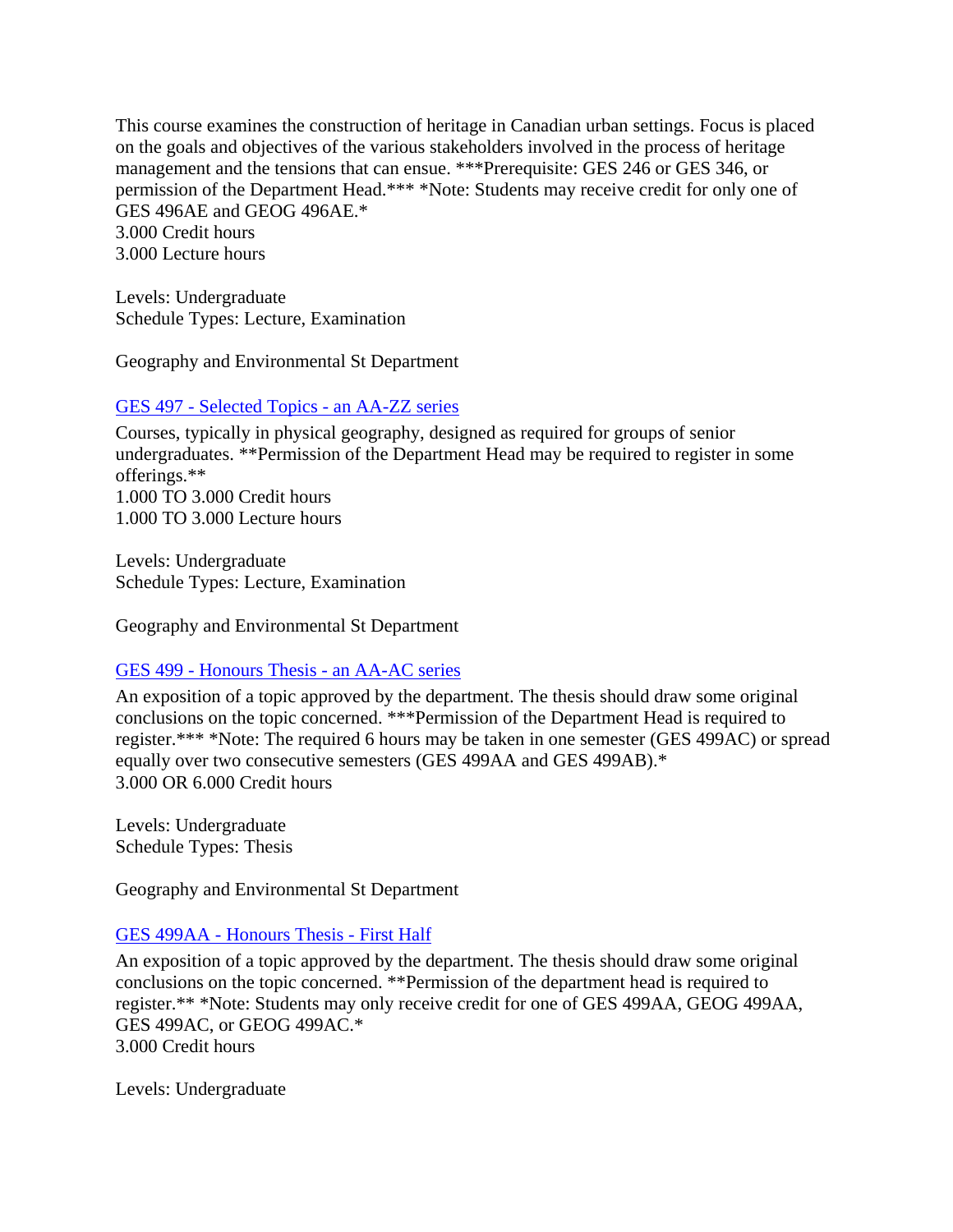This course examines the construction of heritage in Canadian urban settings. Focus is placed on the goals and objectives of the various stakeholders involved in the process of heritage management and the tensions that can ensue. ***Prerequisite: GES 246 or GES 346, or permission of the Department Head.*** *Note: Students may receive credit for only one of GES 496AE and GEOG 496AE.*
3.000 Credit hours
3.000 Lecture hours

Levels: Undergraduate
Schedule Types: Lecture, Examination

Geography and Environmental St Department

### GES 497 - Selected Topics - an AA-ZZ series

Courses, typically in physical geography, designed as required for groups of senior undergraduates. **Permission of the Department Head may be required to register in some offerings.**
1.000 TO 3.000 Credit hours
1.000 TO 3.000 Lecture hours

Levels: Undergraduate
Schedule Types: Lecture, Examination

Geography and Environmental St Department

### GES 499 - Honours Thesis - an AA-AC series

An exposition of a topic approved by the department. The thesis should draw some original conclusions on the topic concerned. ***Permission of the Department Head is required to register.*** *Note: The required 6 hours may be taken in one semester (GES 499AC) or spread equally over two consecutive semesters (GES 499AA and GES 499AB).*
3.000 OR 6.000 Credit hours

Levels: Undergraduate
Schedule Types: Thesis

Geography and Environmental St Department

### GES 499AA - Honours Thesis - First Half

An exposition of a topic approved by the department. The thesis should draw some original conclusions on the topic concerned. **Permission of the department head is required to register.** *Note: Students may only receive credit for one of GES 499AA, GEOG 499AA, GES 499AC, or GEOG 499AC.*
3.000 Credit hours

Levels: Undergraduate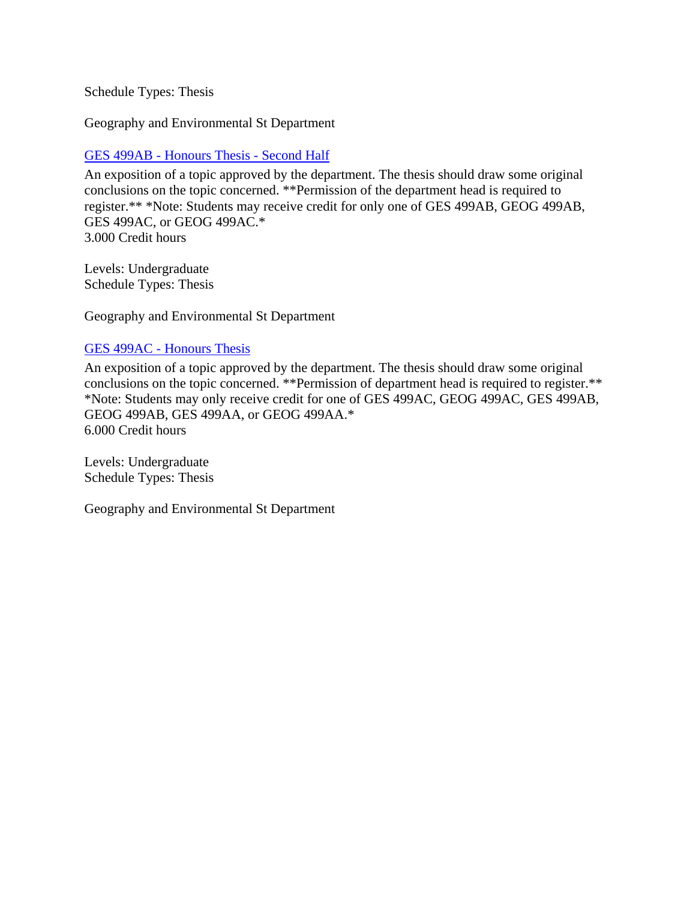Schedule Types: Thesis

Geography and Environmental St Department

[GES 499AB - Honours Thesis - Second Half]

An exposition of a topic approved by the department. The thesis should draw some original conclusions on the topic concerned. **Permission of the department head is required to register.** *Note: Students may receive credit for only one of GES 499AB, GEOG 499AB, GES 499AC, or GEOG 499AC.*
3.000 Credit hours

Levels: Undergraduate
Schedule Types: Thesis

Geography and Environmental St Department

[GES 499AC - Honours Thesis]

An exposition of a topic approved by the department. The thesis should draw some original conclusions on the topic concerned. **Permission of department head is required to register.** *Note: Students may only receive credit for one of GES 499AC, GEOG 499AC, GES 499AB, GEOG 499AB, GES 499AA, or GEOG 499AA.*
6.000 Credit hours

Levels: Undergraduate
Schedule Types: Thesis

Geography and Environmental St Department